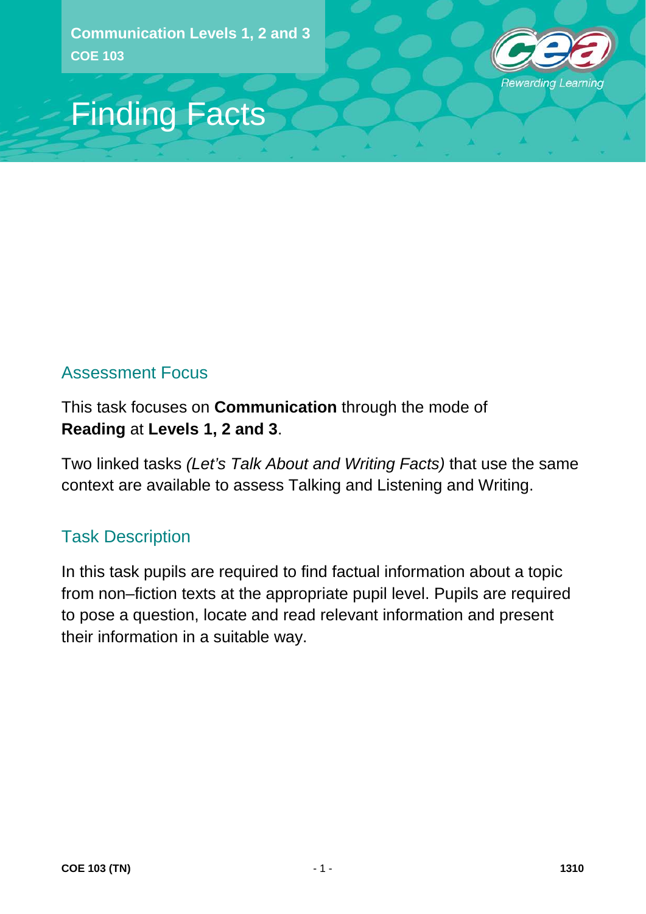Communication Levels 1, 2 and 3

**COE 103**

# Finding Facts

## Assessment Focus

This task focuses on **Communication** through the mode of **Reading** at **Levels 1, 2 and 3**.

Two linked tasks *(Let's Talk About and Writing Facts)* that use the same context are available to assess Talking and Listening and Writing.

## Task Description

In this task pupils are required to find factual information about a topic from non–fiction texts at the appropriate pupil level. Pupils are required to pose a question, locate and read relevant information and present their information in a suitable way.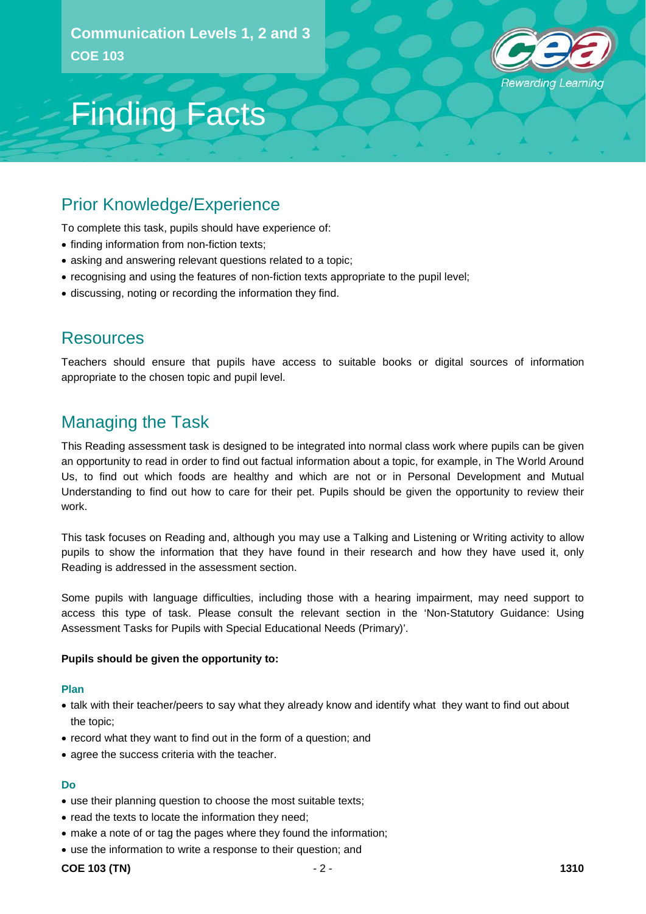Communication Levels 1, 2 and 3
COE 103

# Finding Facts

## Prior Knowledge/Experience

To complete this task, pupils should have experience of:

- finding information from non-fiction texts;
- asking and answering relevant questions related to a topic;
- recognising and using the features of non-fiction texts appropriate to the pupil level;
- discussing, noting or recording the information they find.

## Resources

Teachers should ensure that pupils have access to suitable books or digital sources of information appropriate to the chosen topic and pupil level.

## Managing the Task

This Reading assessment task is designed to be integrated into normal class work where pupils can be given an opportunity to read in order to find out factual information about a topic, for example, in The World Around Us, to find out which foods are healthy and which are not or in Personal Development and Mutual Understanding to find out how to care for their pet. Pupils should be given the opportunity to review their work.

This task focuses on Reading and, although you may use a Talking and Listening or Writing activity to allow pupils to show the information that they have found in their research and how they have used it, only Reading is addressed in the assessment section.

Some pupils with language difficulties, including those with a hearing impairment, may need support to access this type of task. Please consult the relevant section in the 'Non-Statutory Guidance: Using Assessment Tasks for Pupils with Special Educational Needs (Primary)'.

**Pupils should be given the opportunity to:**

#### Plan

- talk with their teacher/peers to say what they already know and identify what they want to find out about the topic;
- record what they want to find out in the form of a question; and
- agree the success criteria with the teacher.

#### Do

- use their planning question to choose the most suitable texts;
- read the texts to locate the information they need;
- make a note of or tag the pages where they found the information;
- use the information to write a response to their question; and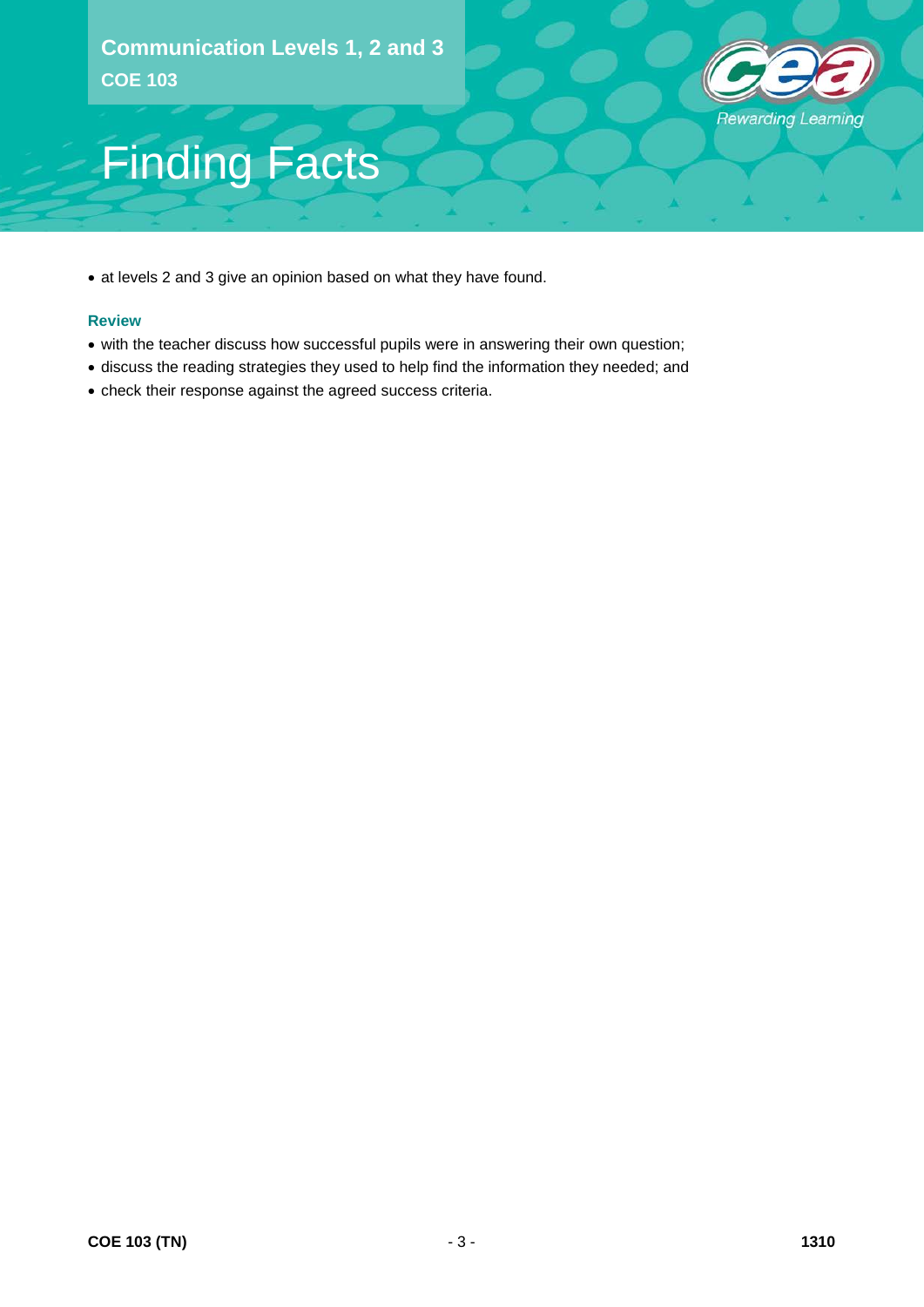- at levels 2 and 3 give an opinion based on what they have found.

**Review**

- with the teacher discuss how successful pupils were in answering their own question;
- discuss the reading strategies they used to help find the information they needed; and
- check their response against the agreed success criteria.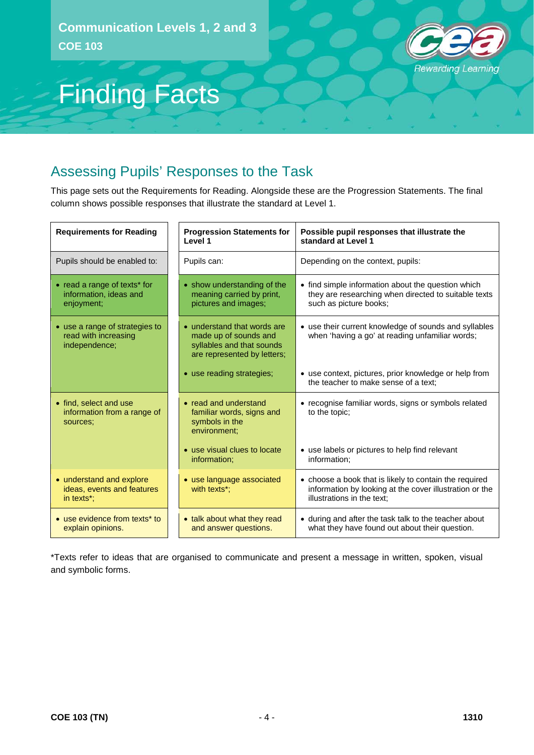Communication Levels 1, 2 and 3
COE 103

# Finding Facts

## Assessing Pupils' Responses to the Task

This page sets out the Requirements for Reading. Alongside these are the Progression Statements. The final column shows possible responses that illustrate the standard at Level 1.

| Requirements for Reading | Progression Statements for Level 1 | Possible pupil responses that illustrate the standard at Level 1 |
|---|---|---|
| Pupils should be enabled to: | Pupils can: | Depending on the context, pupils: |
| • read a range of texts* for information, ideas and enjoyment; | • show understanding of the meaning carried by print, pictures and images; | • find simple information about the question which they are researching when directed to suitable texts such as picture books; |
| • use a range of strategies to read with increasing independence; | • understand that words are made up of sounds and syllables and that sounds are represented by letters; | • use their current knowledge of sounds and syllables when 'having a go' at reading unfamiliar words; |
| | • use reading strategies; | • use context, pictures, prior knowledge or help from the teacher to make sense of a text; |
| • find, select and use information from a range of sources; | • read and understand familiar words, signs and symbols in the environment; | • recognise familiar words, signs or symbols related to the topic; |
| | • use visual clues to locate information; | • use labels or pictures to help find relevant information; |
| • understand and explore ideas, events and features in texts*; | • use language associated with texts*; | • choose a book that is likely to contain the required information by looking at the cover illustration or the illustrations in the text; |
| • use evidence from texts* to explain opinions. | • talk about what they read and answer questions. | • during and after the task talk to the teacher about what they have found out about their question. |

*Texts refer to ideas that are organised to communicate and present a message in written, spoken, visual and symbolic forms.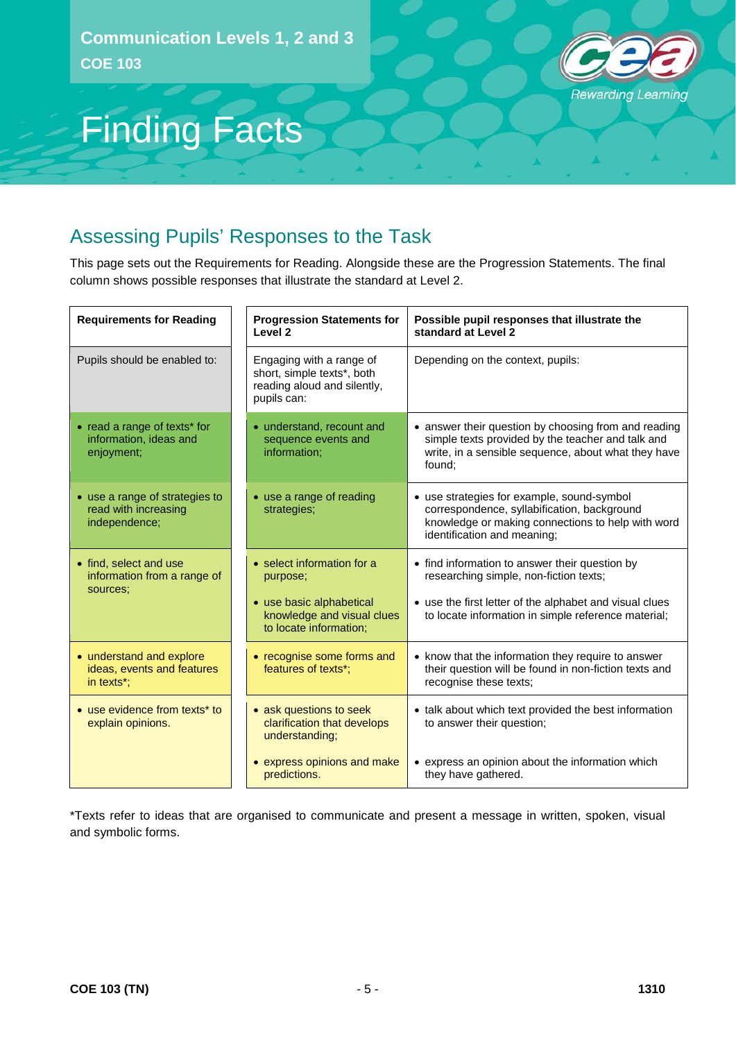Communication Levels 1, 2 and 3

COE 103

# Finding Facts

## Assessing Pupils' Responses to the Task

This page sets out the Requirements for Reading. Alongside these are the Progression Statements. The final column shows possible responses that illustrate the standard at Level 2.

| Requirements for Reading | Progression Statements for Level 2 | Possible pupil responses that illustrate the standard at Level 2 |
|---|---|---|
| Pupils should be enabled to: | Engaging with a range of short, simple texts*, both reading aloud and silently, pupils can: | Depending on the context, pupils: |
| • read a range of texts* for information, ideas and enjoyment; | • understand, recount and sequence events and information; | • answer their question by choosing from and reading simple texts provided by the teacher and talk and write, in a sensible sequence, about what they have found; |
| • use a range of strategies to read with increasing independence; | • use a range of reading strategies; | • use strategies for example, sound-symbol correspondence, syllabification, background knowledge or making connections to help with word identification and meaning; |
| • find, select and use information from a range of sources; | • select information for a purpose;<br>• use basic alphabetical knowledge and visual clues to locate information; | • find information to answer their question by researching simple, non-fiction texts;<br>• use the first letter of the alphabet and visual clues to locate information in simple reference material; |
| • understand and explore ideas, events and features in texts*; | • recognise some forms and features of texts*; | • know that the information they require to answer their question will be found in non-fiction texts and recognise these texts; |
| • use evidence from texts* to explain opinions. | • ask questions to seek clarification that develops understanding;<br>• express opinions and make predictions. | • talk about which text provided the best information to answer their question;<br>• express an opinion about the information which they have gathered. |

*Texts refer to ideas that are organised to communicate and present a message in written, spoken, visual and symbolic forms.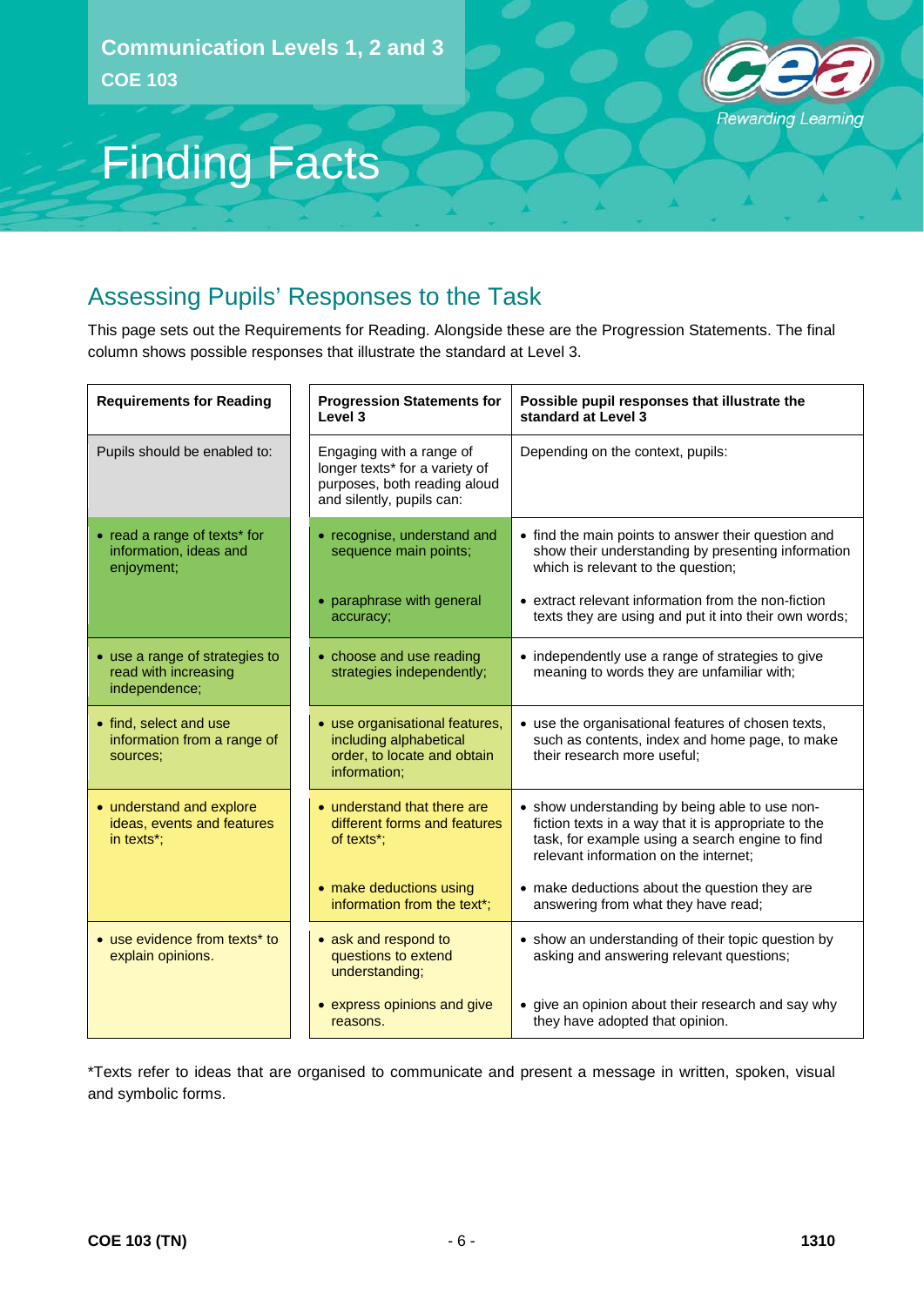Communication Levels 1, 2 and 3

COE 103

# Finding Facts

## Assessing Pupils' Responses to the Task

This page sets out the Requirements for Reading. Alongside these are the Progression Statements. The final column shows possible responses that illustrate the standard at Level 3.

| Requirements for Reading | Progression Statements for Level 3 | Possible pupil responses that illustrate the standard at Level 3 |
|---|---|---|
| Pupils should be enabled to: | Engaging with a range of longer texts* for a variety of purposes, both reading aloud and silently, pupils can: | Depending on the context, pupils: |
| • read a range of texts* for information, ideas and enjoyment; | • recognise, understand and sequence main points; | • find the main points to answer their question and show their understanding by presenting information which is relevant to the question; |
| | • paraphrase with general accuracy; | • extract relevant information from the non-fiction texts they are using and put it into their own words; |
| • use a range of strategies to read with increasing independence; | • choose and use reading strategies independently; | • independently use a range of strategies to give meaning to words they are unfamiliar with; |
| • find, select and use information from a range of sources; | • use organisational features, including alphabetical order, to locate and obtain information; | • use the organisational features of chosen texts, such as contents, index and home page, to make their research more useful; |
| • understand and explore ideas, events and features in texts*; | • understand that there are different forms and features of texts*; | • show understanding by being able to use non-fiction texts in a way that it is appropriate to the task, for example using a search engine to find relevant information on the internet; |
| | • make deductions using information from the text*; | • make deductions about the question they are answering from what they have read; |
| • use evidence from texts* to explain opinions. | • ask and respond to questions to extend understanding; | • show an understanding of their topic question by asking and answering relevant questions; |
| | • express opinions and give reasons. | • give an opinion about their research and say why they have adopted that opinion. |

*Texts refer to ideas that are organised to communicate and present a message in written, spoken, visual and symbolic forms.